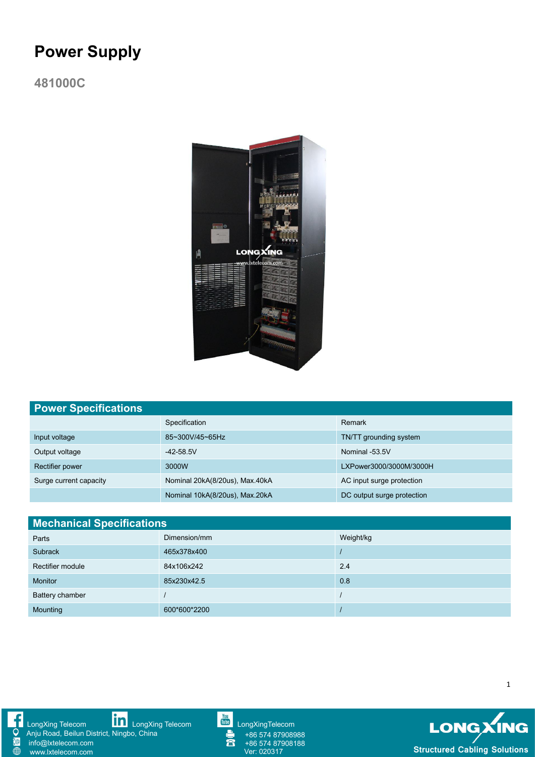# Power Supply

## 481000C

## Power Specifications

| | Specification | Remark |
|---|---|---|
| Input voltage | 85~300V/45~65Hz | TN/TT grounding system |
| Output voltage | -42-58.5V | Nominal -53.5V |
| Rectifier power | 3000W | LXPower3000/3000M/3000H |
| Surge current capacity | Nominal 20kA(8/20us), Max.40kA | AC input surge protection |
| | Nominal 10kA(8/20us), Max.20kA | DC output surge protection |

## Mechanical Specifications

| Parts | Dimension/mm | Weight/kg |
|---|---|---|
| Subrack | 465x378x400 | / |
| Rectifier module | 84x106x242 | 2.4 |
| Monitor | 85x230x42.5 | 0.8 |
| Battery chamber | / | / |
| Mounting | 600*600*2200 | / |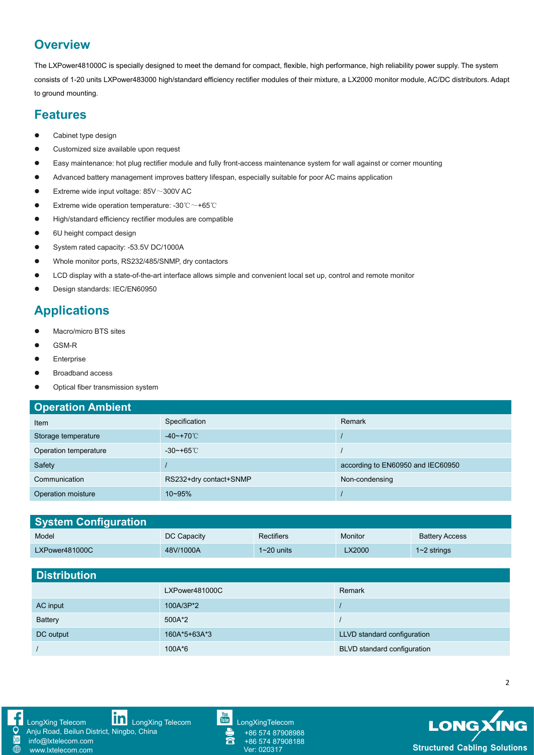## Overview

The LXPower481000C is specially designed to meet the demand for compact, flexible, high performance, high reliability power supply. The system consists of 1-20 units LXPower483000 high/standard efficiency rectifier modules of their mixture, a LX2000 monitor module, AC/DC distributors. Adapt to ground mounting.

## Features

- Cabinet type design
- Customized size available upon request
- Easy maintenance: hot plug rectifier module and fully front-access maintenance system for wall against or corner mounting
- Advanced battery management improves battery lifespan, especially suitable for poor AC mains application
- Extreme wide input voltage: 85V～300V AC
- Extreme wide operation temperature: -30℃～+65℃
- High/standard efficiency rectifier modules are compatible
- 6U height compact design
- System rated capacity: -53.5V DC/1000A
- Whole monitor ports, RS232/485/SNMP, dry contactors
- LCD display with a state-of-the-art interface allows simple and convenient local set up, control and remote monitor
- Design standards: IEC/EN60950

## Applications

- Macro/micro BTS sites
- GSM-R
- Enterprise
- Broadband access
- Optical fiber transmission system

## Operation Ambient

| Item | Specification | Remark |
|---|---|---|
| Storage temperature | -40~+70℃ | / |
| Operation temperature | -30~+65℃ | / |
| Safety | / | according to EN60950 and IEC60950 |
| Communication | RS232+dry contact+SNMP | Non-condensing |
| Operation moisture | 10~95% | / |

## System Configuration

| Model | DC Capacity | Rectifiers | Monitor | Battery Access |
|---|---|---|---|---|
| LXPower481000C | 48V/1000A | 1~20 units | LX2000 | 1~2 strings |

## Distribution

| | LXPower481000C | Remark |
|---|---|---|
| AC input | 100A/3P*2 | / |
| Battery | 500A*2 | / |
| DC output | 160A*5+63A*3 | LLVD standard configuration |
| / | 100A*6 | BLVD standard configuration |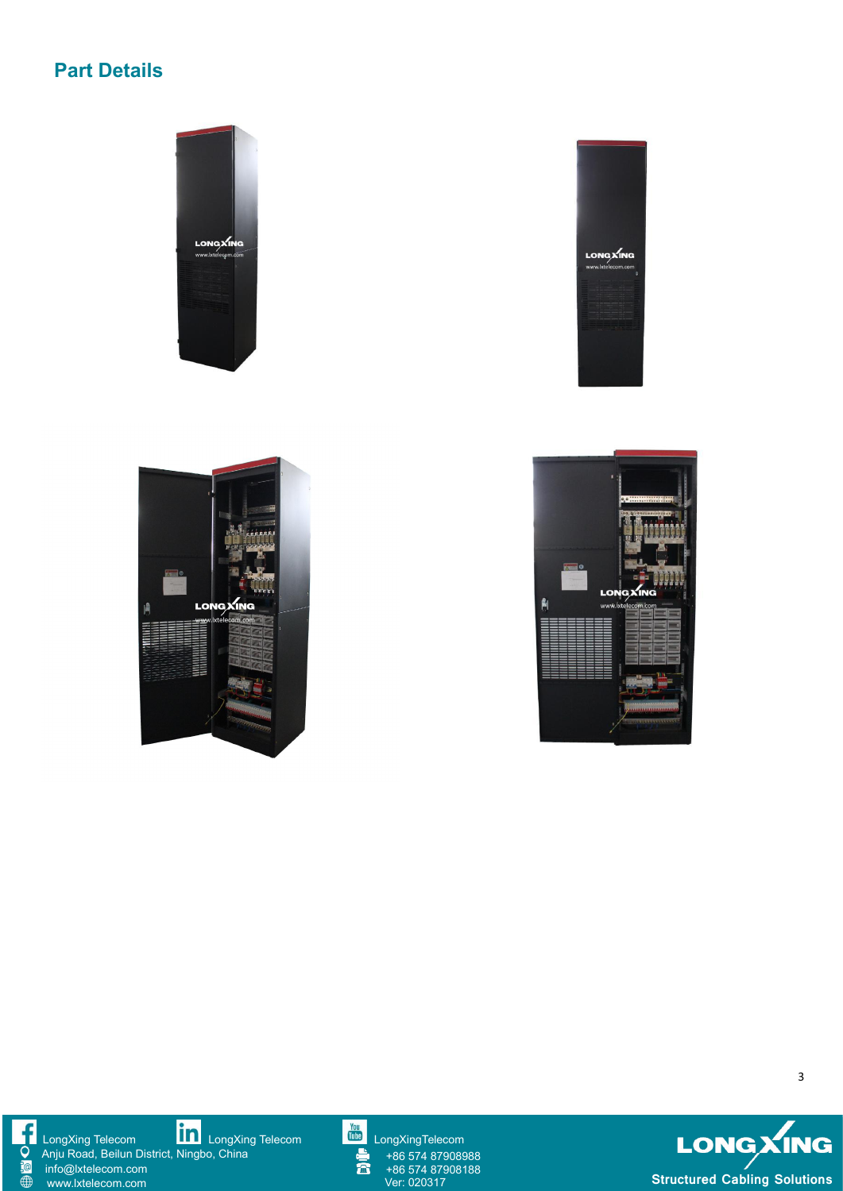## Part Details